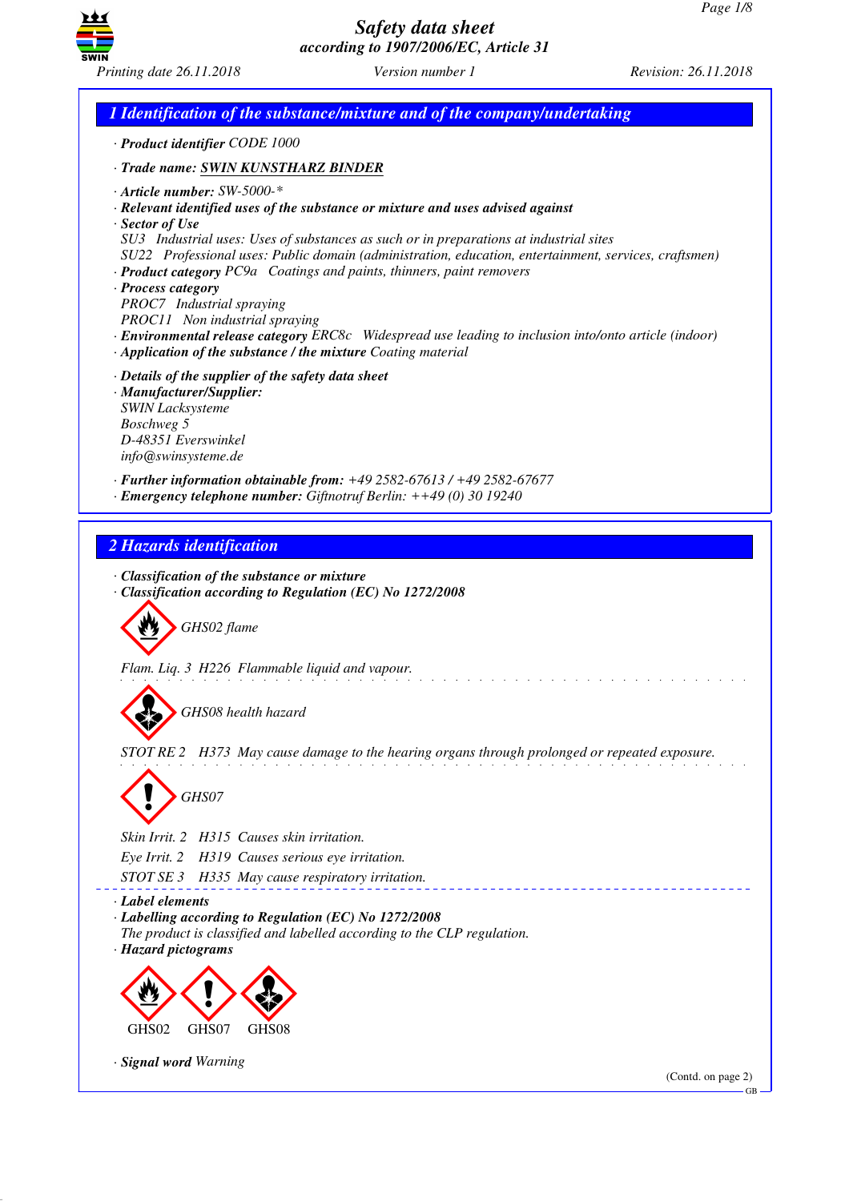# Safety data sheet
*according to 1907/2006/EC, Article 31*

Printing date 26.11.2018 | Version number 1 | Revision: 26.11.2018

## 1 Identification of the substance/mixture and of the company/undertaking

· **Product identifier** CODE 1000

· **Trade name:** **SWIN KUNSTHARZ BINDER**

· **Article number:** SW-5000-*
· **Relevant identified uses of the substance or mixture and uses advised against**
· **Sector of Use**
SU3 Industrial uses: Uses of substances as such or in preparations at industrial sites
SU22 Professional uses: Public domain (administration, education, entertainment, services, craftsmen)
· **Product category** PC9a Coatings and paints, thinners, paint removers
· **Process category**
PROC7 Industrial spraying
PROC11 Non industrial spraying
· **Environmental release category** ERC8c Widespread use leading to inclusion into/onto article (indoor)
· **Application of the substance / the mixture** Coating material

· **Details of the supplier of the safety data sheet**
· **Manufacturer/Supplier:**
SWIN Lacksysteme
Boschweg 5
D-48351 Everswinkel
info@swinsysteme.de

· **Further information obtainable from:** +49 2582-67613 / +49 2582-67677
· **Emergency telephone number:** Giftnotruf Berlin: ++49 (0) 30 19240

## 2 Hazards identification

· **Classification of the substance or mixture**
· **Classification according to Regulation (EC) No 1272/2008**

GHS02 flame

Flam. Liq. 3 H226 Flammable liquid and vapour.

GHS08 health hazard

STOT RE 2 H373 May cause damage to the hearing organs through prolonged or repeated exposure.

GHS07

Skin Irrit. 2 H315 Causes skin irritation.
Eye Irrit. 2 H319 Causes serious eye irritation.
STOT SE 3 H335 May cause respiratory irritation.

· **Label elements**
· **Labelling according to Regulation (EC) No 1272/2008**
The product is classified and labelled according to the CLP regulation.
· **Hazard pictograms**

GHS02 GHS07 GHS08

· **Signal word** Warning

(Contd. on page 2)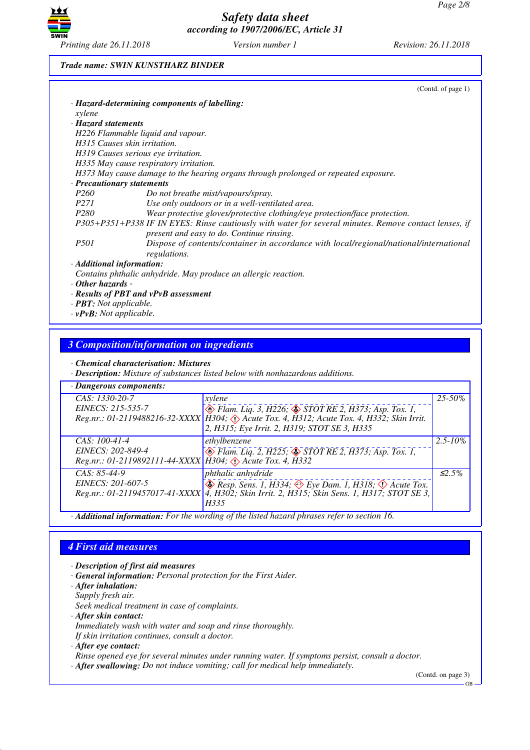**Trade name: SWIN KUNSTHARZ BINDER**

(Contd. of page 1)

· **Hazard-determining components of labelling:**
xylene

· **Hazard statements**
H226 Flammable liquid and vapour.
H315 Causes skin irritation.
H319 Causes serious eye irritation.
H335 May cause respiratory irritation.
H373 May cause damage to the hearing organs through prolonged or repeated exposure.

· **Precautionary statements**
P260 Do not breathe mist/vapours/spray.
P271 Use only outdoors or in a well-ventilated area.
P280 Wear protective gloves/protective clothing/eye protection/face protection.
P305+P351+P338 IF IN EYES: Rinse cautiously with water for several minutes. Remove contact lenses, if present and easy to do. Continue rinsing.
P501 Dispose of contents/container in accordance with local/regional/national/international regulations.

· **Additional information:**
Contains phthalic anhydride. May produce an allergic reaction.

· **Other hazards** -
· **Results of PBT and vPvB assessment**
· **PBT:** Not applicable.
· **vPvB:** Not applicable.

## 3 Composition/information on ingredients

· **Chemical characterisation: Mixtures**
· **Description:** Mixture of substances listed below with nonhazardous additions.

· **Dangerous components:**

| | | |
|---|---|---|
| CAS: 1330-20-7<br>EINECS: 215-535-7<br>Reg.nr.: 01-2119488216-32-XXXX | xylene<br>Flam. Liq. 3, H226; STOT RE 2, H373; Asp. Tox. 1, H304; Acute Tox. 4, H312; Acute Tox. 4, H332; Skin Irrit. 2, H315; Eye Irrit. 2, H319; STOT SE 3, H335 | 25-50% |
| CAS: 100-41-4<br>EINECS: 202-849-4<br>Reg.nr.: 01-2119892111-44-XXXX | ethylbenzene<br>Flam. Liq. 2, H225; STOT RE 2, H373; Asp. Tox. 1, H304; Acute Tox. 4, H332 | 2.5-10% |
| CAS: 85-44-9<br>EINECS: 201-607-5<br>Reg.nr.: 01-2119457017-41-XXXX | phthalic anhydride<br>Resp. Sens. 1, H334; Eye Dam. 1, H318; Acute Tox. 4, H302; Skin Irrit. 2, H315; Skin Sens. 1, H317; STOT SE 3, H335 | ≤2.5% |

· **Additional information:** For the wording of the listed hazard phrases refer to section 16.

## 4 First aid measures

· **Description of first aid measures**
· **General information:** Personal protection for the First Aider.
· **After inhalation:**
Supply fresh air.
Seek medical treatment in case of complaints.
· **After skin contact:**
Immediately wash with water and soap and rinse thoroughly.
If skin irritation continues, consult a doctor.
· **After eye contact:**
Rinse opened eye for several minutes under running water. If symptoms persist, consult a doctor.
· **After swallowing:** Do not induce vomiting; call for medical help immediately.

(Contd. on page 3)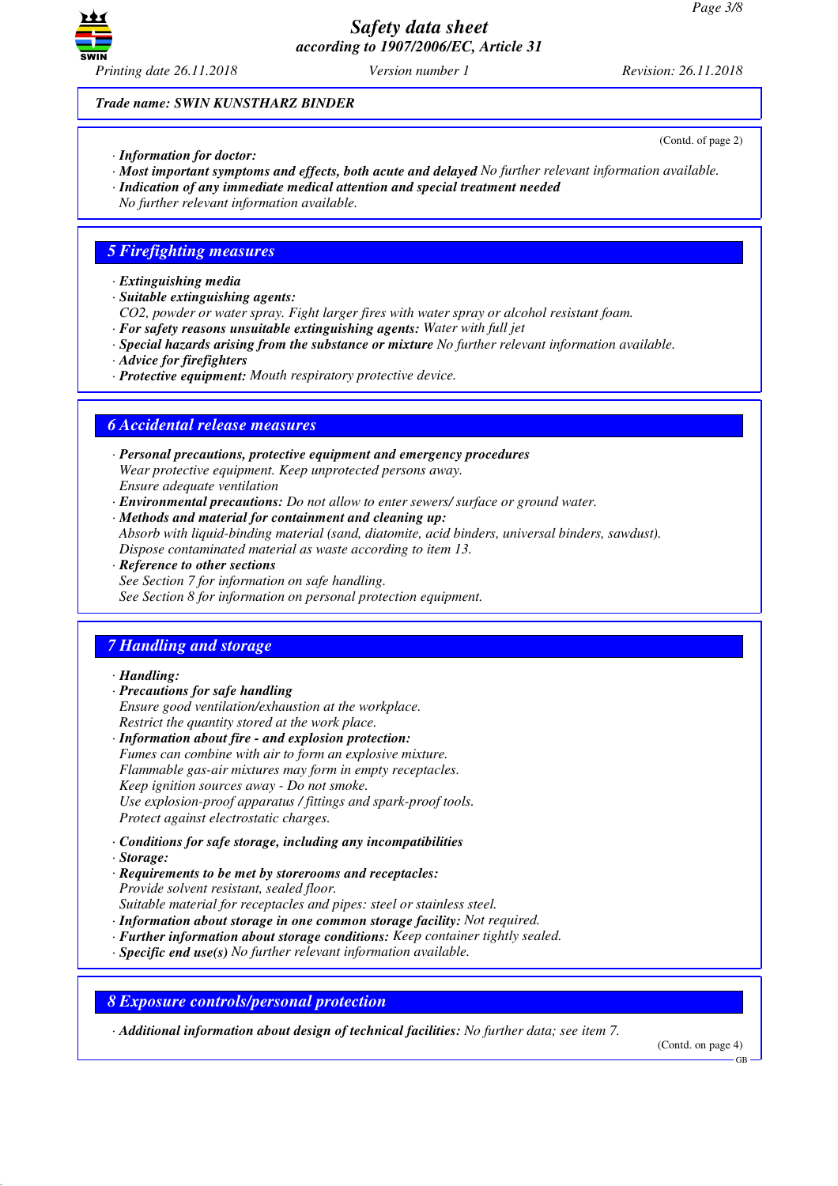Trade name: SWIN KUNSTHARZ BINDER

(Contd. of page 2)

· **Information for doctor:**
· **Most important symptoms and effects, both acute and delayed** No further relevant information available.
· **Indication of any immediate medical attention and special treatment needed**
No further relevant information available.

## 5 Firefighting measures

· **Extinguishing media**
· **Suitable extinguishing agents:**
$CO_2$, powder or water spray. Fight larger fires with water spray or alcohol resistant foam.
· **For safety reasons unsuitable extinguishing agents:** Water with full jet
· **Special hazards arising from the substance or mixture** No further relevant information available.
· **Advice for firefighters**
· **Protective equipment:** Mouth respiratory protective device.

## 6 Accidental release measures

· **Personal precautions, protective equipment and emergency procedures**
Wear protective equipment. Keep unprotected persons away.
Ensure adequate ventilation
· **Environmental precautions:** Do not allow to enter sewers/ surface or ground water.
· **Methods and material for containment and cleaning up:**
Absorb with liquid-binding material (sand, diatomite, acid binders, universal binders, sawdust).
Dispose contaminated material as waste according to item 13.
· **Reference to other sections**
See Section 7 for information on safe handling.
See Section 8 for information on personal protection equipment.

## 7 Handling and storage

· **Handling:**
· **Precautions for safe handling**
Ensure good ventilation/exhaustion at the workplace.
Restrict the quantity stored at the work place.
· **Information about fire - and explosion protection:**
Fumes can combine with air to form an explosive mixture.
Flammable gas-air mixtures may form in empty receptacles.
Keep ignition sources away - Do not smoke.
Use explosion-proof apparatus / fittings and spark-proof tools.
Protect against electrostatic charges.

· **Conditions for safe storage, including any incompatibilities**
· **Storage:**
· **Requirements to be met by storerooms and receptacles:**
Provide solvent resistant, sealed floor.
Suitable material for receptacles and pipes: steel or stainless steel.
· **Information about storage in one common storage facility:** Not required.
· **Further information about storage conditions:** Keep container tightly sealed.
· **Specific end use(s)** No further relevant information available.

## 8 Exposure controls/personal protection

· **Additional information about design of technical facilities:** No further data; see item 7.

(Contd. on page 4)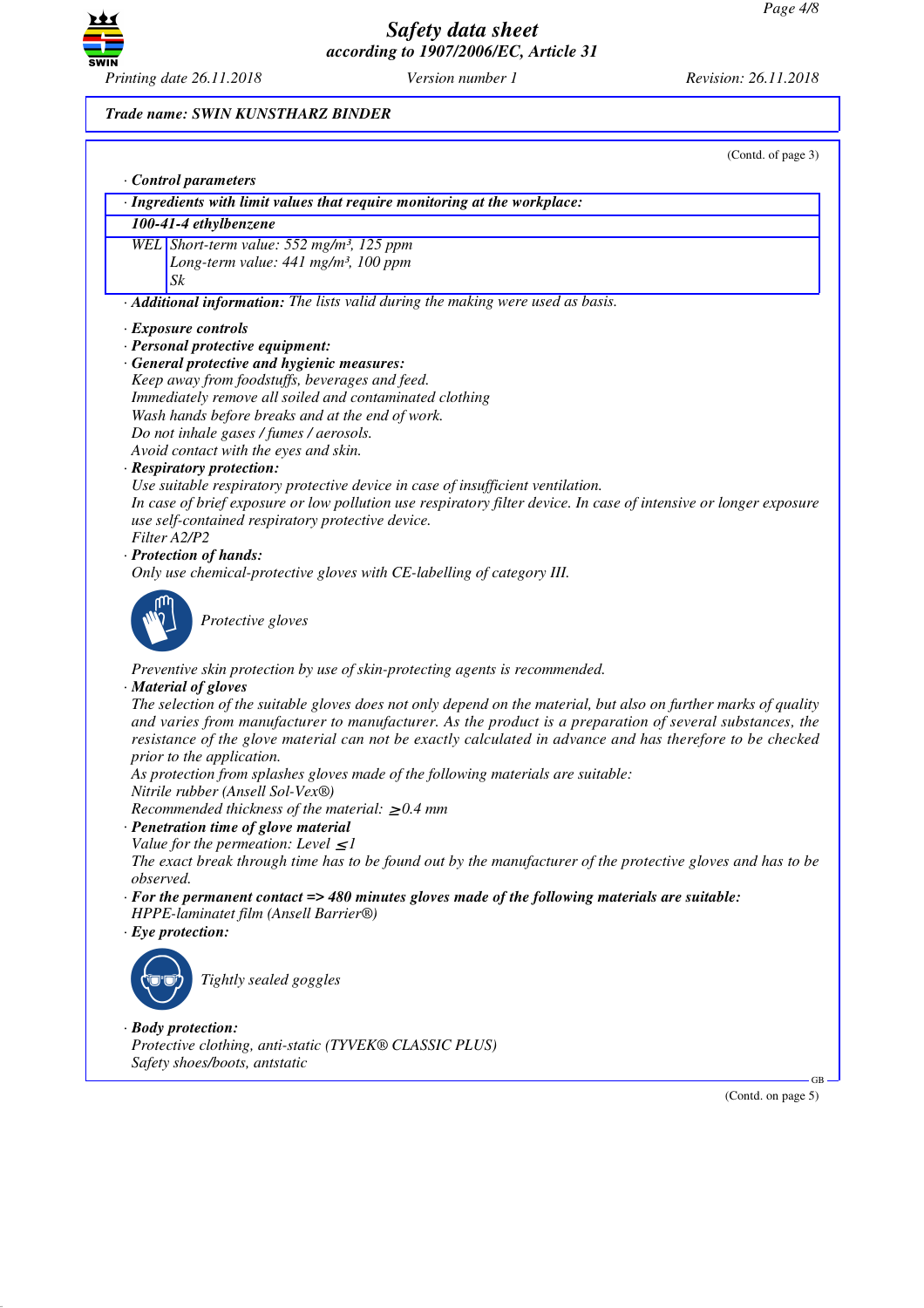**Trade name: SWIN KUNSTHARZ BINDER**

(Contd. of page 3)

· ***Control parameters***

| · *Ingredients with limit values that require monitoring at the workplace:* | |
|---|---|
| ***100-41-4 ethylbenzene*** | |
| WEL | Short-term value: 552 mg/m³, 125 ppm<br>Long-term value: 441 mg/m³, 100 ppm<br>Sk |

· ***Additional information:*** *The lists valid during the making were used as basis.*

· ***Exposure controls***
· ***Personal protective equipment:***
· ***General protective and hygienic measures:***
*Keep away from foodstuffs, beverages and feed.*
*Immediately remove all soiled and contaminated clothing*
*Wash hands before breaks and at the end of work.*
*Do not inhale gases / fumes / aerosols.*
*Avoid contact with the eyes and skin.*
· ***Respiratory protection:***
*Use suitable respiratory protective device in case of insufficient ventilation.*
*In case of brief exposure or low pollution use respiratory filter device. In case of intensive or longer exposure use self-contained respiratory protective device.*
*Filter A2/P2*
· ***Protection of hands:***
*Only use chemical-protective gloves with CE-labelling of category III.*

*Protective gloves*

*Preventive skin protection by use of skin-protecting agents is recommended.*
· ***Material of gloves***
*The selection of the suitable gloves does not only depend on the material, but also on further marks of quality and varies from manufacturer to manufacturer. As the product is a preparation of several substances, the resistance of the glove material can not be exactly calculated in advance and has therefore to be checked prior to the application.*
*As protection from splashes gloves made of the following materials are suitable:*
*Nitrile rubber (Ansell Sol-Vex®)*
*Recommended thickness of the material: ≥0.4 mm*
· ***Penetration time of glove material***
*Value for the permeation: Level ≤1*
*The exact break through time has to be found out by the manufacturer of the protective gloves and has to be observed.*
· ***For the permanent contact => 480 minutes gloves made of the following materials are suitable:***
*HPPE-laminatet film (Ansell Barrier®)*
· ***Eye protection:***

*Tightly sealed goggles*

· ***Body protection:***
*Protective clothing, anti-static (TYVEK® CLASSIC PLUS)*
*Safety shoes/boots, antstatic*

(Contd. on page 5)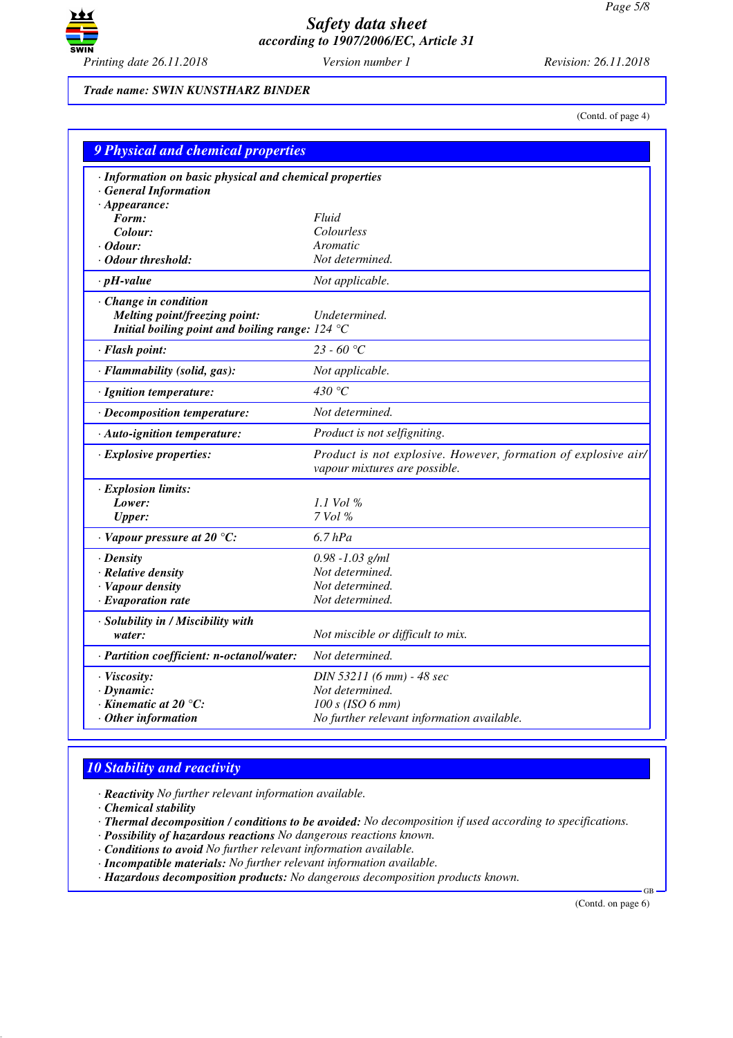**Trade name: SWIN KUNSTHARZ BINDER**

(Contd. of page 4)

## 9 Physical and chemical properties

| | |
|---|---|
| · **Information on basic physical and chemical properties** | |
| · **General Information** | |
| · **Appearance:** | |
| **Form:** | Fluid |
| **Colour:** | Colourless |
| · **Odour:** | Aromatic |
| · **Odour threshold:** | Not determined. |
| · **pH-value** | Not applicable. |
| · **Change in condition** | |
| **Melting point/freezing point:** | Undetermined. |
| **Initial boiling point and boiling range:** | 124 °C |
| · **Flash point:** | 23 - 60 °C |
| · **Flammability (solid, gas):** | Not applicable. |
| · **Ignition temperature:** | 430 °C |
| · **Decomposition temperature:** | Not determined. |
| · **Auto-ignition temperature:** | Product is not selfigniting. |
| · **Explosive properties:** | Product is not explosive. However, formation of explosive air/vapour mixtures are possible. |
| · **Explosion limits:** | |
| **Lower:** | 1.1 Vol % |
| **Upper:** | 7 Vol % |
| · **Vapour pressure at 20 °C:** | 6.7 hPa |
| · **Density** | 0.98 -1.03 g/ml |
| · **Relative density** | Not determined. |
| · **Vapour density** | Not determined. |
| · **Evaporation rate** | Not determined. |
| · **Solubility in / Miscibility with water:** | Not miscible or difficult to mix. |
| · **Partition coefficient: n-octanol/water:** | Not determined. |
| · **Viscosity:** | DIN 53211 (6 mm) - 48 sec |
| · **Dynamic:** | Not determined. |
| · **Kinematic at 20 °C:** | 100 s (ISO 6 mm) |
| · **Other information** | No further relevant information available. |

## 10 Stability and reactivity

· **Reactivity** No further relevant information available.
· **Chemical stability**
· **Thermal decomposition / conditions to be avoided:** No decomposition if used according to specifications.
· **Possibility of hazardous reactions** No dangerous reactions known.
· **Conditions to avoid** No further relevant information available.
· **Incompatible materials:** No further relevant information available.
· **Hazardous decomposition products:** No dangerous decomposition products known.

(Contd. on page 6)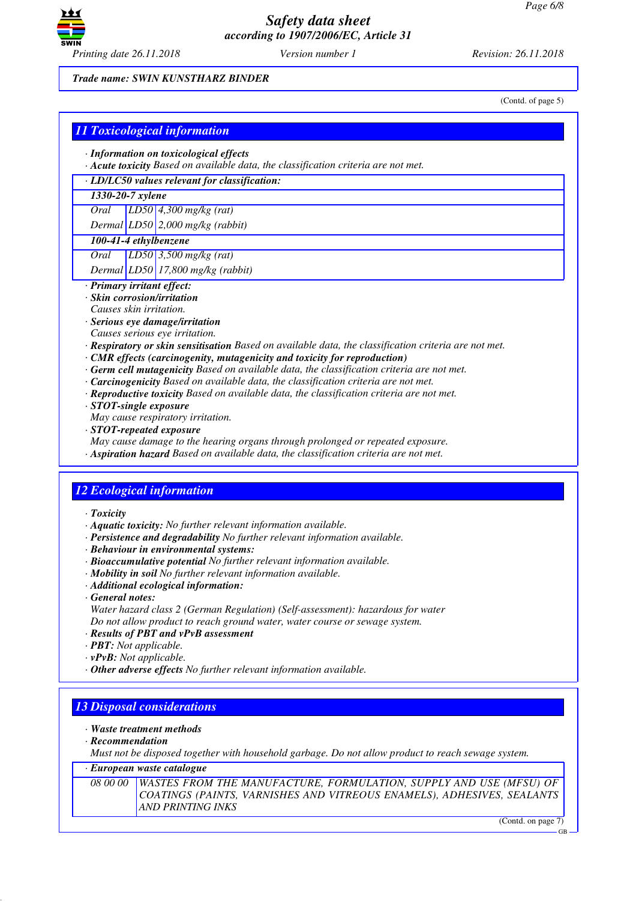Trade name: **SWIN KUNSTHARZ BINDER**

(Contd. of page 5)

## 11 Toxicological information

· **Information on toxicological effects**
· **Acute toxicity** Based on available data, the classification criteria are not met.

| · LD/LC50 values relevant for classification: | | |
|---|---|---|
| **1330-20-7 xylene** | | |
| Oral | LD50 | 4,300 mg/kg (rat) |
| Dermal | LD50 | 2,000 mg/kg (rabbit) |
| **100-41-4 ethylbenzene** | | |
| Oral | LD50 | 3,500 mg/kg (rat) |
| Dermal | LD50 | 17,800 mg/kg (rabbit) |

· **Primary irritant effect:**
· **Skin corrosion/irritation**
Causes skin irritation.
· **Serious eye damage/irritation**
Causes serious eye irritation.
· **Respiratory or skin sensitisation** Based on available data, the classification criteria are not met.
· **CMR effects (carcinogenity, mutagenicity and toxicity for reproduction)**
· **Germ cell mutagenicity** Based on available data, the classification criteria are not met.
· **Carcinogenicity** Based on available data, the classification criteria are not met.
· **Reproductive toxicity** Based on available data, the classification criteria are not met.
· **STOT-single exposure**
May cause respiratory irritation.
· **STOT-repeated exposure**
May cause damage to the hearing organs through prolonged or repeated exposure.
· **Aspiration hazard** Based on available data, the classification criteria are not met.

## 12 Ecological information

· **Toxicity**
· **Aquatic toxicity:** No further relevant information available.
· **Persistence and degradability** No further relevant information available.
· **Behaviour in environmental systems:**
· **Bioaccumulative potential** No further relevant information available.
· **Mobility in soil** No further relevant information available.
· **Additional ecological information:**
· **General notes:**
Water hazard class 2 (German Regulation) (Self-assessment): hazardous for water
Do not allow product to reach ground water, water course or sewage system.
· **Results of PBT and vPvB assessment**
· **PBT:** Not applicable.
· **vPvB:** Not applicable.
· **Other adverse effects** No further relevant information available.

## 13 Disposal considerations

· **Waste treatment methods**
· **Recommendation**
Must not be disposed together with household garbage. Do not allow product to reach sewage system.

| · European waste catalogue | |
|---|---|
| 08 00 00 | WASTES FROM THE MANUFACTURE, FORMULATION, SUPPLY AND USE (MFSU) OF COATINGS (PAINTS, VARNISHES AND VITREOUS ENAMELS), ADHESIVES, SEALANTS AND PRINTING INKS |

(Contd. on page 7)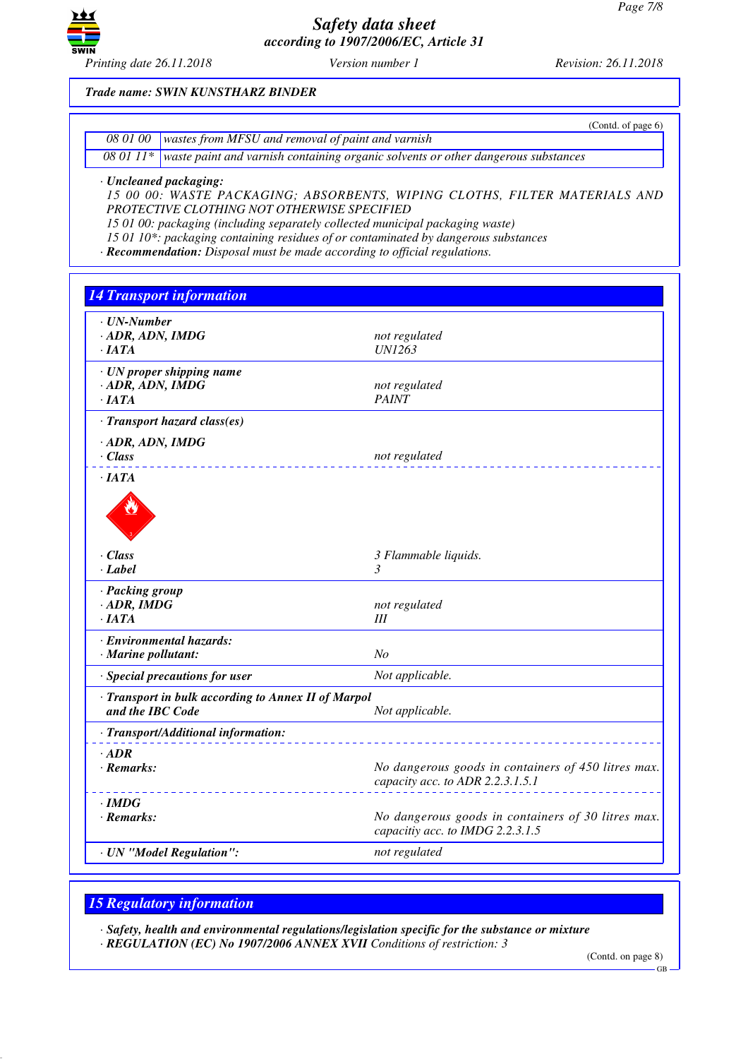Trade name: SWIN KUNSTHARZ BINDER

(Contd. of page 6)

| | |
|---|---|
| 08 01 00 | wastes from MFSU and removal of paint and varnish |
| 08 01 11* | waste paint and varnish containing organic solvents or other dangerous substances |

· **Uncleaned packaging:**
15 00 00: WASTE PACKAGING; ABSORBENTS, WIPING CLOTHS, FILTER MATERIALS AND PROTECTIVE CLOTHING NOT OTHERWISE SPECIFIED
15 01 00: packaging (including separately collected municipal packaging waste)
15 01 10*: packaging containing residues of or contaminated by dangerous substances
· **Recommendation:** Disposal must be made according to official regulations.

## 14 Transport information

| | |
|---|---|
| · **UN-Number** | |
| · **ADR, ADN, IMDG** | not regulated |
| · **IATA** | UN1263 |
| · **UN proper shipping name** | |
| · **ADR, ADN, IMDG** | not regulated |
| · **IATA** | PAINT |
| · **Transport hazard class(es)** | |
| · **ADR, ADN, IMDG** | |
| · **Class** | not regulated |
| · **IATA** | |
| · **Class** | 3 Flammable liquids. |
| · **Label** | 3 |
| · **Packing group** | |
| · **ADR, IMDG** | not regulated |
| · **IATA** | III |
| · **Environmental hazards:** | |
| · **Marine pollutant:** | No |
| · **Special precautions for user** | Not applicable. |
| · **Transport in bulk according to Annex II of Marpol and the IBC Code** | Not applicable. |
| · **Transport/Additional information:** | |
| · **ADR** | |
| · **Remarks:** | No dangerous goods in containers of 450 litres max. capacity acc. to ADR 2.2.3.1.5.1 |
| · **IMDG** | |
| · **Remarks:** | No dangerous goods in containers of 30 litres max. capacitiy acc. to IMDG 2.2.3.1.5 |
| · **UN "Model Regulation":** | not regulated |

## 15 Regulatory information

· **Safety, health and environmental regulations/legislation specific for the substance or mixture**
· **REGULATION (EC) No 1907/2006 ANNEX XVII** Conditions of restriction: 3

(Contd. on page 8)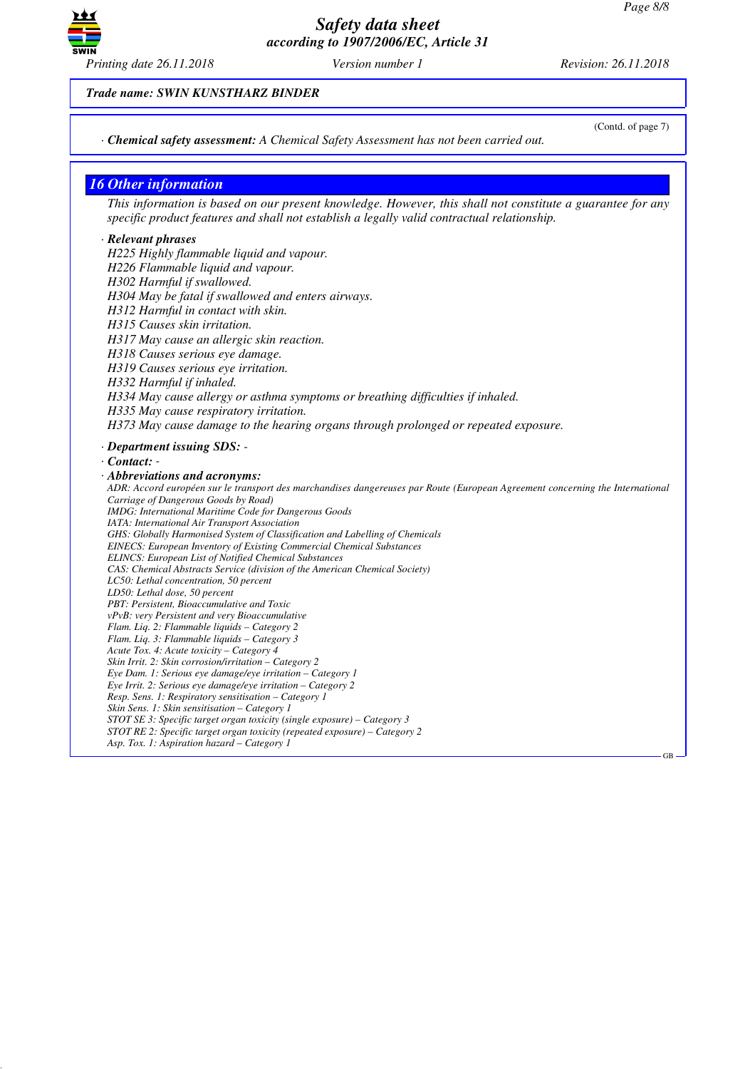*Trade name: SWIN KUNSTHARZ BINDER*

(Contd. of page 7)

· ***Chemical safety assessment:*** *A Chemical Safety Assessment has not been carried out.*

## *16 Other information*

*This information is based on our present knowledge. However, this shall not constitute a guarantee for any specific product features and shall not establish a legally valid contractual relationship.*

· ***Relevant phrases***
*H225 Highly flammable liquid and vapour.*
*H226 Flammable liquid and vapour.*
*H302 Harmful if swallowed.*
*H304 May be fatal if swallowed and enters airways.*
*H312 Harmful in contact with skin.*
*H315 Causes skin irritation.*
*H317 May cause an allergic skin reaction.*
*H318 Causes serious eye damage.*
*H319 Causes serious eye irritation.*
*H332 Harmful if inhaled.*
*H334 May cause allergy or asthma symptoms or breathing difficulties if inhaled.*
*H335 May cause respiratory irritation.*
*H373 May cause damage to the hearing organs through prolonged or repeated exposure.*

· ***Department issuing SDS:*** *-*
· ***Contact:*** *-*
· ***Abbreviations and acronyms:***
*ADR: Accord européen sur le transport des marchandises dangereuses par Route (European Agreement concerning the International Carriage of Dangerous Goods by Road)*
*IMDG: International Maritime Code for Dangerous Goods*
*IATA: International Air Transport Association*
*GHS: Globally Harmonised System of Classification and Labelling of Chemicals*
*EINECS: European Inventory of Existing Commercial Chemical Substances*
*ELINCS: European List of Notified Chemical Substances*
*CAS: Chemical Abstracts Service (division of the American Chemical Society)*
*LC50: Lethal concentration, 50 percent*
*LD50: Lethal dose, 50 percent*
*PBT: Persistent, Bioaccumulative and Toxic*
*vPvB: very Persistent and very Bioaccumulative*
*Flam. Liq. 2: Flammable liquids – Category 2*
*Flam. Liq. 3: Flammable liquids – Category 3*
*Acute Tox. 4: Acute toxicity – Category 4*
*Skin Irrit. 2: Skin corrosion/irritation – Category 2*
*Eye Dam. 1: Serious eye damage/eye irritation – Category 1*
*Eye Irrit. 2: Serious eye damage/eye irritation – Category 2*
*Resp. Sens. 1: Respiratory sensitisation – Category 1*
*Skin Sens. 1: Skin sensitisation – Category 1*
*STOT SE 3: Specific target organ toxicity (single exposure) – Category 3*
*STOT RE 2: Specific target organ toxicity (repeated exposure) – Category 2*
*Asp. Tox. 1: Aspiration hazard – Category 1*